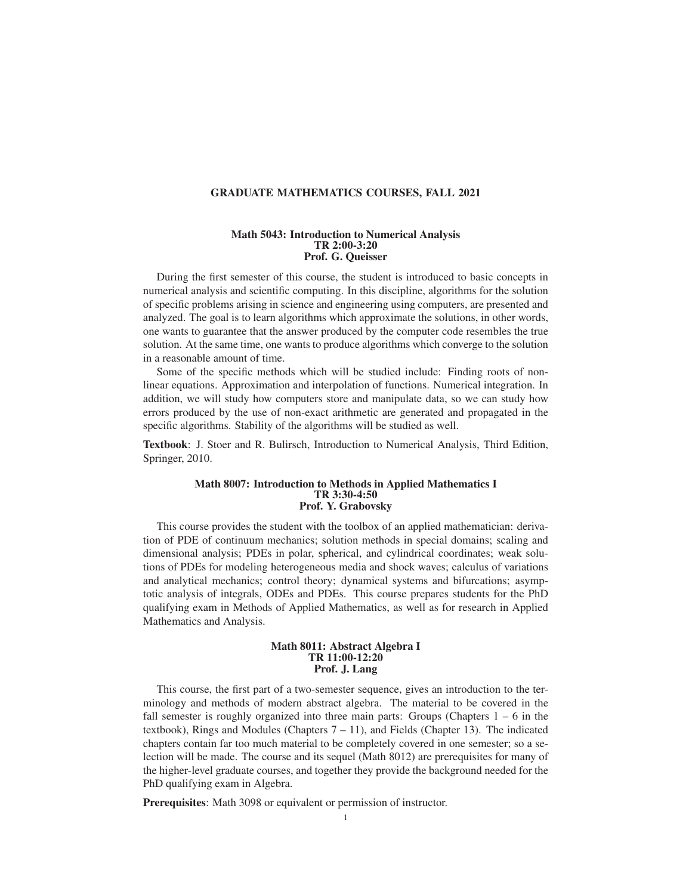# GRADUATE MATHEMATICS COURSES, FALL 2021

## Math 5043: Introduction to Numerical Analysis
**TR 2:00-3:20**
**Prof. G. Queisser**

During the first semester of this course, the student is introduced to basic concepts in numerical analysis and scientific computing. In this discipline, algorithms for the solution of specific problems arising in science and engineering using computers, are presented and analyzed. The goal is to learn algorithms which approximate the solutions, in other words, one wants to guarantee that the answer produced by the computer code resembles the true solution. At the same time, one wants to produce algorithms which converge to the solution in a reasonable amount of time.

Some of the specific methods which will be studied include: Finding roots of nonlinear equations. Approximation and interpolation of functions. Numerical integration. In addition, we will study how computers store and manipulate data, so we can study how errors produced by the use of non-exact arithmetic are generated and propagated in the specific algorithms. Stability of the algorithms will be studied as well.

**Textbook**: J. Stoer and R. Bulirsch, Introduction to Numerical Analysis, Third Edition, Springer, 2010.

## Math 8007: Introduction to Methods in Applied Mathematics I
**TR 3:30-4:50**
**Prof. Y. Grabovsky**

This course provides the student with the toolbox of an applied mathematician: derivation of PDE of continuum mechanics; solution methods in special domains; scaling and dimensional analysis; PDEs in polar, spherical, and cylindrical coordinates; weak solutions of PDEs for modeling heterogeneous media and shock waves; calculus of variations and analytical mechanics; control theory; dynamical systems and bifurcations; asymptotic analysis of integrals, ODEs and PDEs. This course prepares students for the PhD qualifying exam in Methods of Applied Mathematics, as well as for research in Applied Mathematics and Analysis.

## Math 8011: Abstract Algebra I
**TR 11:00-12:20**
**Prof. J. Lang**

This course, the first part of a two-semester sequence, gives an introduction to the terminology and methods of modern abstract algebra. The material to be covered in the fall semester is roughly organized into three main parts: Groups (Chapters 1 – 6 in the textbook), Rings and Modules (Chapters 7 – 11), and Fields (Chapter 13). The indicated chapters contain far too much material to be completely covered in one semester; so a selection will be made. The course and its sequel (Math 8012) are prerequisites for many of the higher-level graduate courses, and together they provide the background needed for the PhD qualifying exam in Algebra.

**Prerequisites**: Math 3098 or equivalent or permission of instructor.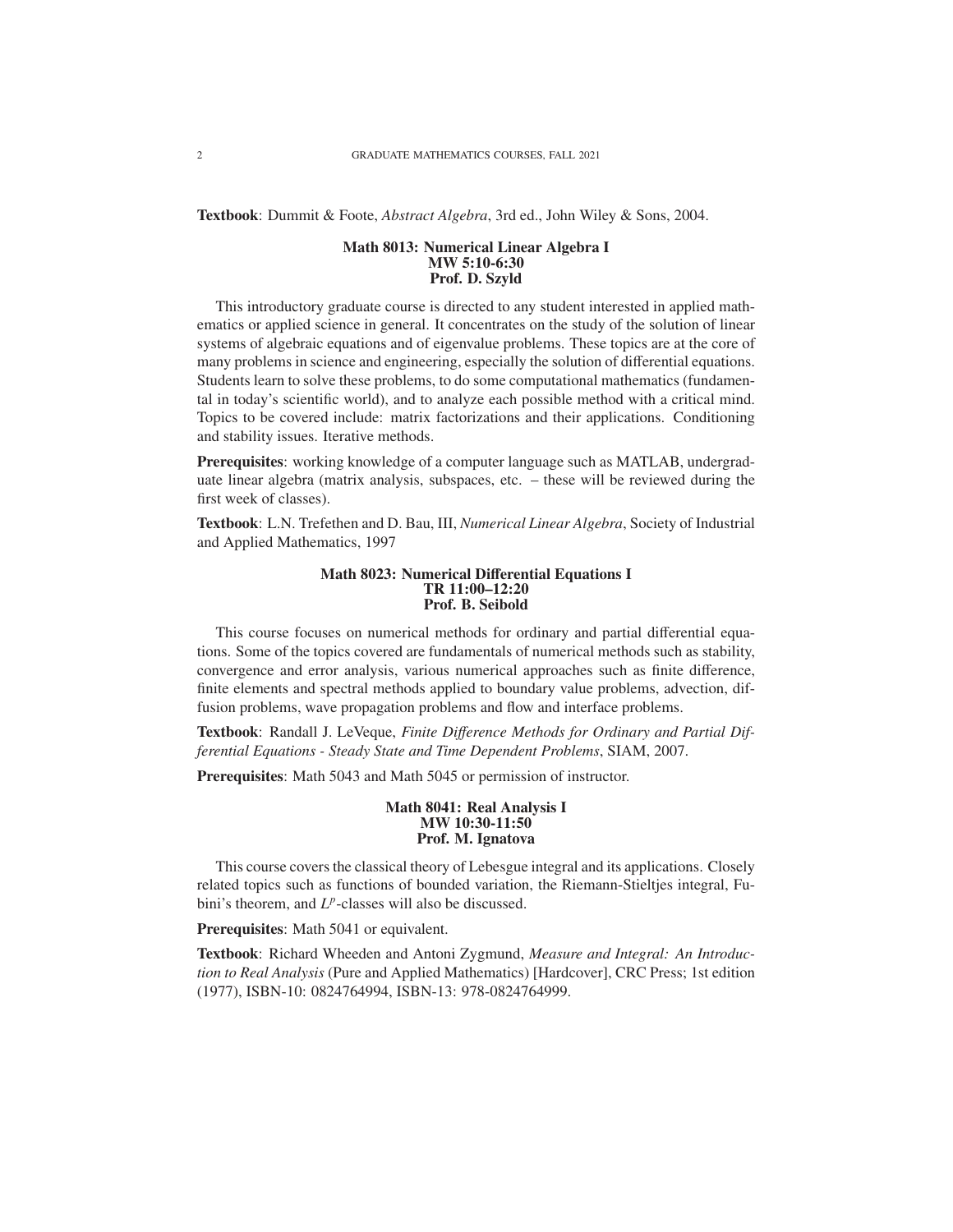**Textbook**: Dummit & Foote, *Abstract Algebra*, 3rd ed., John Wiley & Sons, 2004.

### Math 8013: Numerical Linear Algebra I
**MW 5:10-6:30**
**Prof. D. Szyld**

This introductory graduate course is directed to any student interested in applied mathematics or applied science in general. It concentrates on the study of the solution of linear systems of algebraic equations and of eigenvalue problems. These topics are at the core of many problems in science and engineering, especially the solution of differential equations. Students learn to solve these problems, to do some computational mathematics (fundamental in today's scientific world), and to analyze each possible method with a critical mind. Topics to be covered include: matrix factorizations and their applications. Conditioning and stability issues. Iterative methods.

**Prerequisites**: working knowledge of a computer language such as MATLAB, undergraduate linear algebra (matrix analysis, subspaces, etc. – these will be reviewed during the first week of classes).

**Textbook**: L.N. Trefethen and D. Bau, III, *Numerical Linear Algebra*, Society of Industrial and Applied Mathematics, 1997

### Math 8023: Numerical Differential Equations I
**TR 11:00–12:20**
**Prof. B. Seibold**

This course focuses on numerical methods for ordinary and partial differential equations. Some of the topics covered are fundamentals of numerical methods such as stability, convergence and error analysis, various numerical approaches such as finite difference, finite elements and spectral methods applied to boundary value problems, advection, diffusion problems, wave propagation problems and flow and interface problems.

**Textbook**: Randall J. LeVeque, *Finite Difference Methods for Ordinary and Partial Differential Equations - Steady State and Time Dependent Problems*, SIAM, 2007.

**Prerequisites**: Math 5043 and Math 5045 or permission of instructor.

### Math 8041: Real Analysis I
**MW 10:30-11:50**
**Prof. M. Ignatova**

This course covers the classical theory of Lebesgue integral and its applications. Closely related topics such as functions of bounded variation, the Riemann-Stieltjes integral, Fubini's theorem, and $L^p$-classes will also be discussed.

**Prerequisites**: Math 5041 or equivalent.

**Textbook**: Richard Wheeden and Antoni Zygmund, *Measure and Integral: An Introduction to Real Analysis* (Pure and Applied Mathematics) [Hardcover], CRC Press; 1st edition (1977), ISBN-10: 0824764994, ISBN-13: 978-0824764999.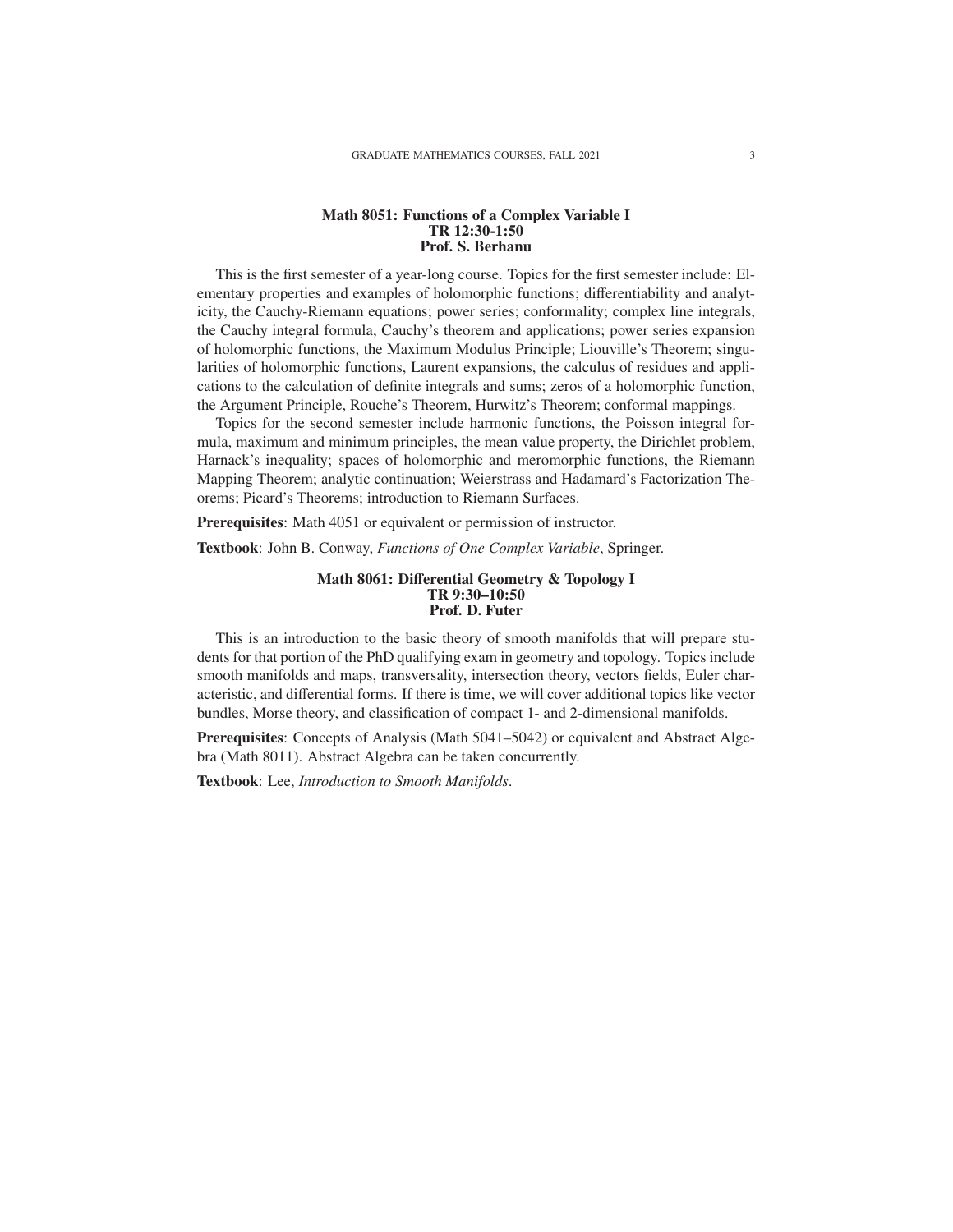## Math 8051: Functions of a Complex Variable I
**TR 12:30-1:50**
**Prof. S. Berhanu**

This is the first semester of a year-long course. Topics for the first semester include: Elementary properties and examples of holomorphic functions; differentiability and analyticity, the Cauchy-Riemann equations; power series; conformality; complex line integrals, the Cauchy integral formula, Cauchy's theorem and applications; power series expansion of holomorphic functions, the Maximum Modulus Principle; Liouville's Theorem; singularities of holomorphic functions, Laurent expansions, the calculus of residues and applications to the calculation of definite integrals and sums; zeros of a holomorphic function, the Argument Principle, Rouche's Theorem, Hurwitz's Theorem; conformal mappings.

Topics for the second semester include harmonic functions, the Poisson integral formula, maximum and minimum principles, the mean value property, the Dirichlet problem, Harnack's inequality; spaces of holomorphic and meromorphic functions, the Riemann Mapping Theorem; analytic continuation; Weierstrass and Hadamard's Factorization Theorems; Picard's Theorems; introduction to Riemann Surfaces.

**Prerequisites**: Math 4051 or equivalent or permission of instructor.

**Textbook**: John B. Conway, *Functions of One Complex Variable*, Springer.

## Math 8061: Differential Geometry & Topology I
**TR 9:30–10:50**
**Prof. D. Futer**

This is an introduction to the basic theory of smooth manifolds that will prepare students for that portion of the PhD qualifying exam in geometry and topology. Topics include smooth manifolds and maps, transversality, intersection theory, vectors fields, Euler characteristic, and differential forms. If there is time, we will cover additional topics like vector bundles, Morse theory, and classification of compact 1- and 2-dimensional manifolds.

**Prerequisites**: Concepts of Analysis (Math 5041–5042) or equivalent and Abstract Algebra (Math 8011). Abstract Algebra can be taken concurrently.

**Textbook**: Lee, *Introduction to Smooth Manifolds*.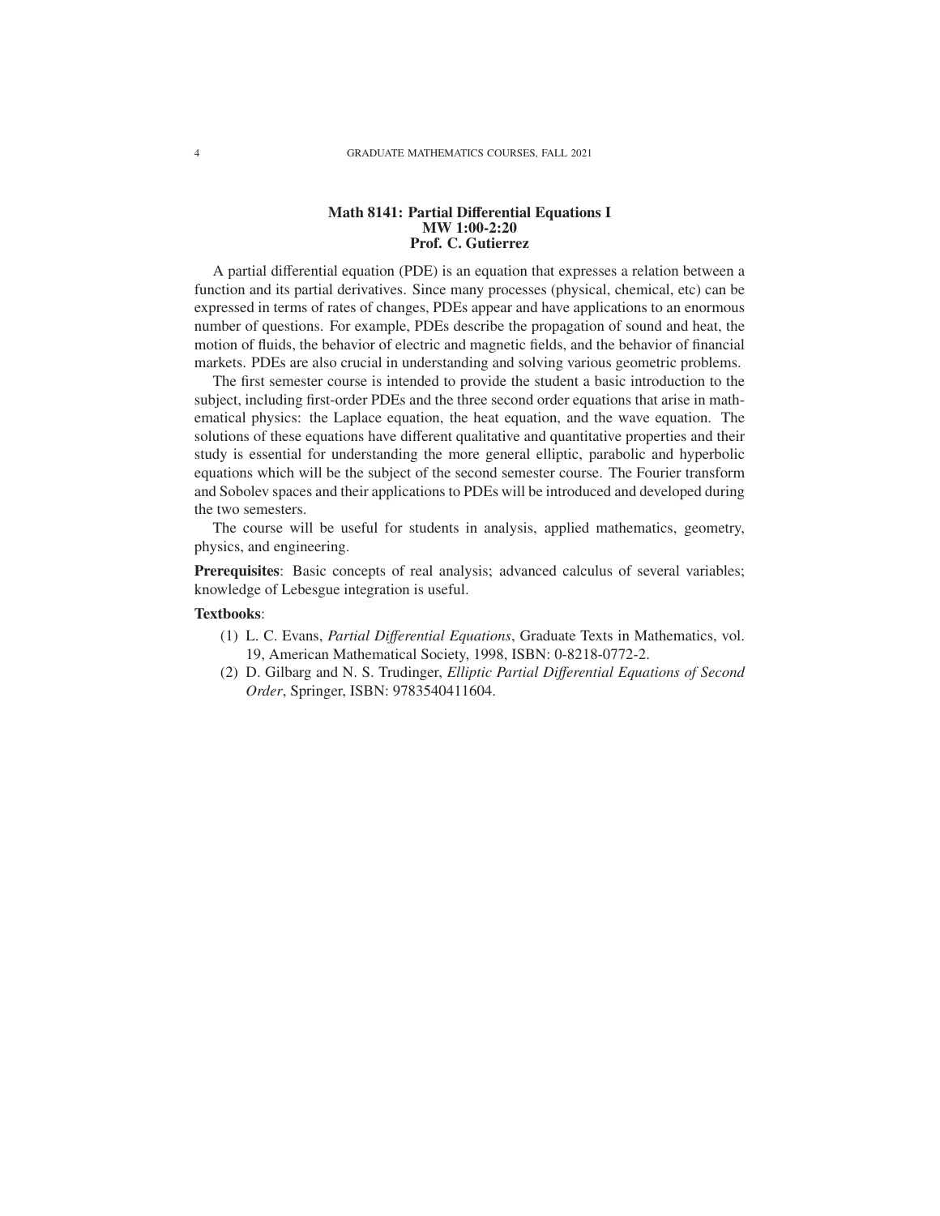## Math 8141: Partial Differential Equations I
**MW 1:00-2:20**
**Prof. C. Gutierrez**

A partial differential equation (PDE) is an equation that expresses a relation between a function and its partial derivatives. Since many processes (physical, chemical, etc) can be expressed in terms of rates of changes, PDEs appear and have applications to an enormous number of questions. For example, PDEs describe the propagation of sound and heat, the motion of fluids, the behavior of electric and magnetic fields, and the behavior of financial markets. PDEs are also crucial in understanding and solving various geometric problems.

The first semester course is intended to provide the student a basic introduction to the subject, including first-order PDEs and the three second order equations that arise in mathematical physics: the Laplace equation, the heat equation, and the wave equation. The solutions of these equations have different qualitative and quantitative properties and their study is essential for understanding the more general elliptic, parabolic and hyperbolic equations which will be the subject of the second semester course. The Fourier transform and Sobolev spaces and their applications to PDEs will be introduced and developed during the two semesters.

The course will be useful for students in analysis, applied mathematics, geometry, physics, and engineering.

**Prerequisites**: Basic concepts of real analysis; advanced calculus of several variables; knowledge of Lebesgue integration is useful.

**Textbooks**:

(1) L. C. Evans, *Partial Differential Equations*, Graduate Texts in Mathematics, vol. 19, American Mathematical Society, 1998, ISBN: 0-8218-0772-2.

(2) D. Gilbarg and N. S. Trudinger, *Elliptic Partial Differential Equations of Second Order*, Springer, ISBN: 9783540411604.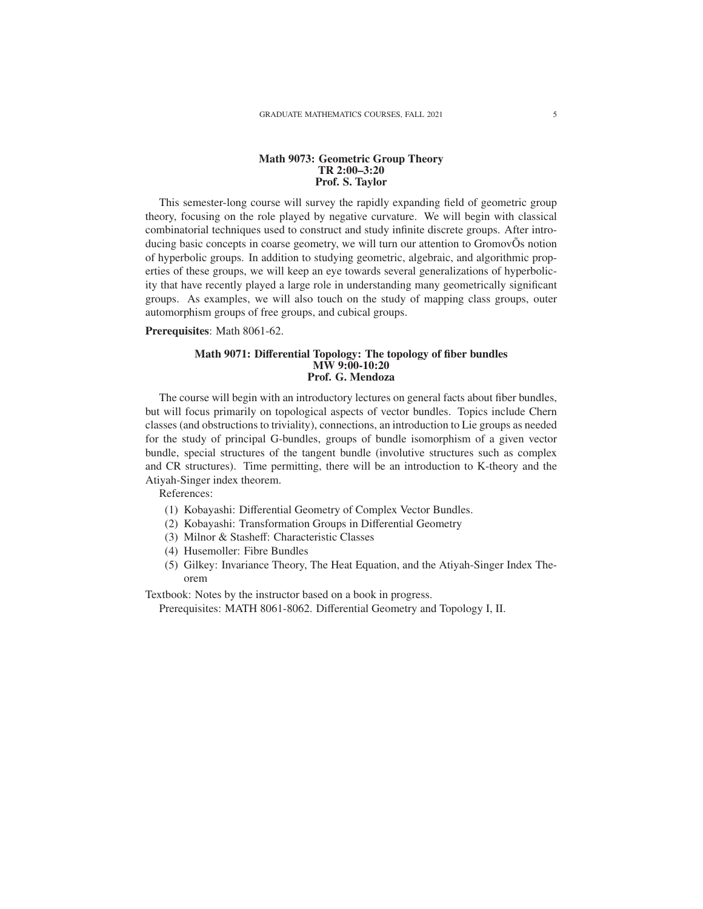### Math 9073: Geometric Group Theory
**TR 2:00–3:20**
**Prof. S. Taylor**

This semester-long course will survey the rapidly expanding field of geometric group theory, focusing on the role played by negative curvature. We will begin with classical combinatorial techniques used to construct and study infinite discrete groups. After introducing basic concepts in coarse geometry, we will turn our attention to GromovÕs notion of hyperbolic groups. In addition to studying geometric, algebraic, and algorithmic properties of these groups, we will keep an eye towards several generalizations of hyperbolicity that have recently played a large role in understanding many geometrically significant groups. As examples, we will also touch on the study of mapping class groups, outer automorphism groups of free groups, and cubical groups.

**Prerequisites**: Math 8061-62.

### Math 9071: Differential Topology: The topology of fiber bundles
**MW 9:00-10:20**
**Prof. G. Mendoza**

The course will begin with an introductory lectures on general facts about fiber bundles, but will focus primarily on topological aspects of vector bundles. Topics include Chern classes (and obstructions to triviality), connections, an introduction to Lie groups as needed for the study of principal G-bundles, groups of bundle isomorphism of a given vector bundle, special structures of the tangent bundle (involutive structures such as complex and CR structures). Time permitting, there will be an introduction to K-theory and the Atiyah-Singer index theorem.

References:

(1) Kobayashi: Differential Geometry of Complex Vector Bundles.
(2) Kobayashi: Transformation Groups in Differential Geometry
(3) Milnor & Stasheff: Characteristic Classes
(4) Husemoller: Fibre Bundles
(5) Gilkey: Invariance Theory, The Heat Equation, and the Atiyah-Singer Index Theorem

Textbook: Notes by the instructor based on a book in progress.

Prerequisites: MATH 8061-8062. Differential Geometry and Topology I, II.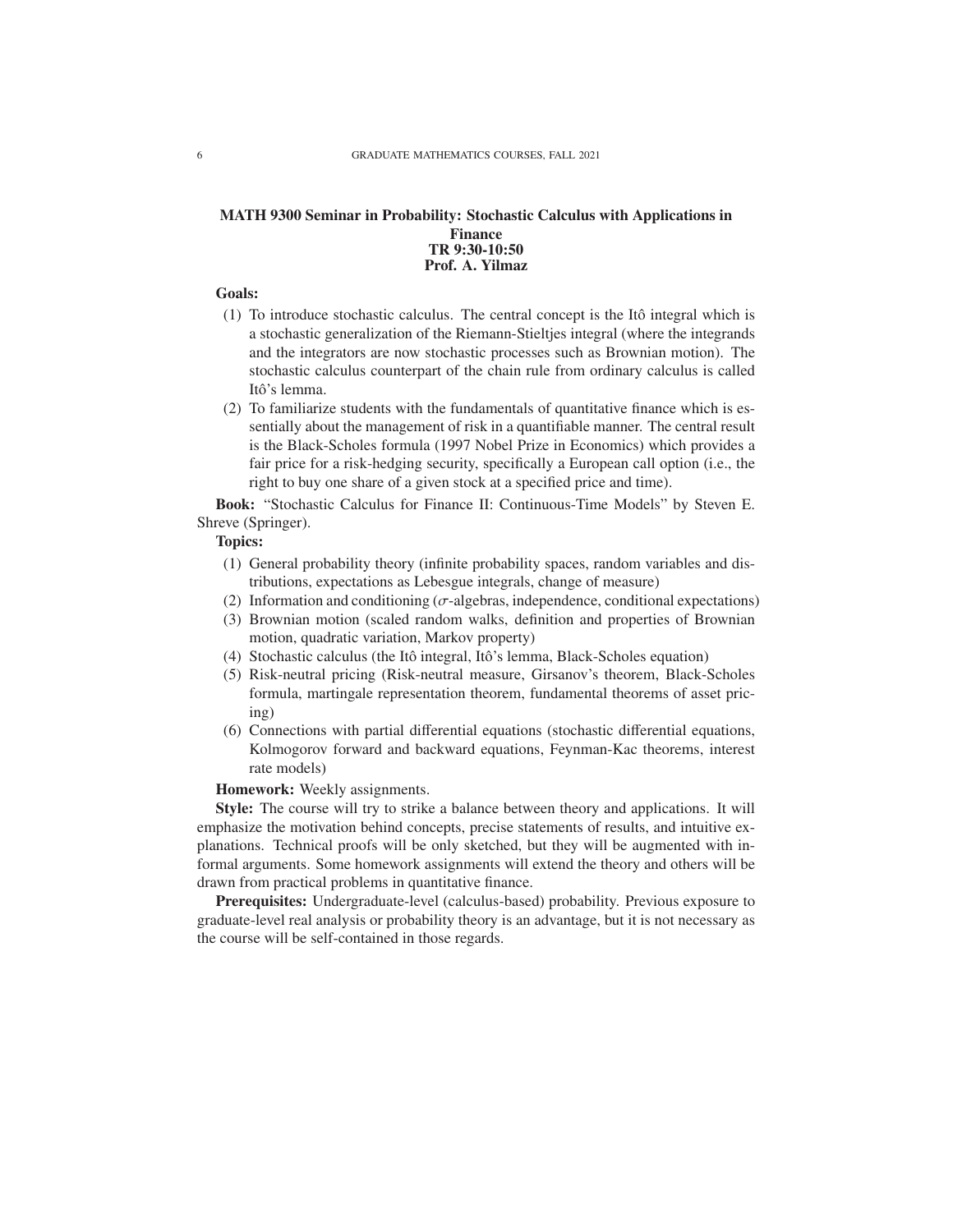## MATH 9300 Seminar in Probability: Stochastic Calculus with Applications in Finance
**TR 9:30-10:50**
**Prof. A. Yilmaz**

**Goals:**

1. To introduce stochastic calculus. The central concept is the Itô integral which is a stochastic generalization of the Riemann-Stieltjes integral (where the integrands and the integrators are now stochastic processes such as Brownian motion). The stochastic calculus counterpart of the chain rule from ordinary calculus is called Itô's lemma.
2. To familiarize students with the fundamentals of quantitative finance which is essentially about the management of risk in a quantifiable manner. The central result is the Black-Scholes formula (1997 Nobel Prize in Economics) which provides a fair price for a risk-hedging security, specifically a European call option (i.e., the right to buy one share of a given stock at a specified price and time).

**Book:** "Stochastic Calculus for Finance II: Continuous-Time Models" by Steven E. Shreve (Springer).

**Topics:**

1. General probability theory (infinite probability spaces, random variables and distributions, expectations as Lebesgue integrals, change of measure)
2. Information and conditioning ($\sigma$-algebras, independence, conditional expectations)
3. Brownian motion (scaled random walks, definition and properties of Brownian motion, quadratic variation, Markov property)
4. Stochastic calculus (the Itô integral, Itô's lemma, Black-Scholes equation)
5. Risk-neutral pricing (Risk-neutral measure, Girsanov's theorem, Black-Scholes formula, martingale representation theorem, fundamental theorems of asset pricing)
6. Connections with partial differential equations (stochastic differential equations, Kolmogorov forward and backward equations, Feynman-Kac theorems, interest rate models)

**Homework:** Weekly assignments.

**Style:** The course will try to strike a balance between theory and applications. It will emphasize the motivation behind concepts, precise statements of results, and intuitive explanations. Technical proofs will be only sketched, but they will be augmented with informal arguments. Some homework assignments will extend the theory and others will be drawn from practical problems in quantitative finance.

**Prerequisites:** Undergraduate-level (calculus-based) probability. Previous exposure to graduate-level real analysis or probability theory is an advantage, but it is not necessary as the course will be self-contained in those regards.